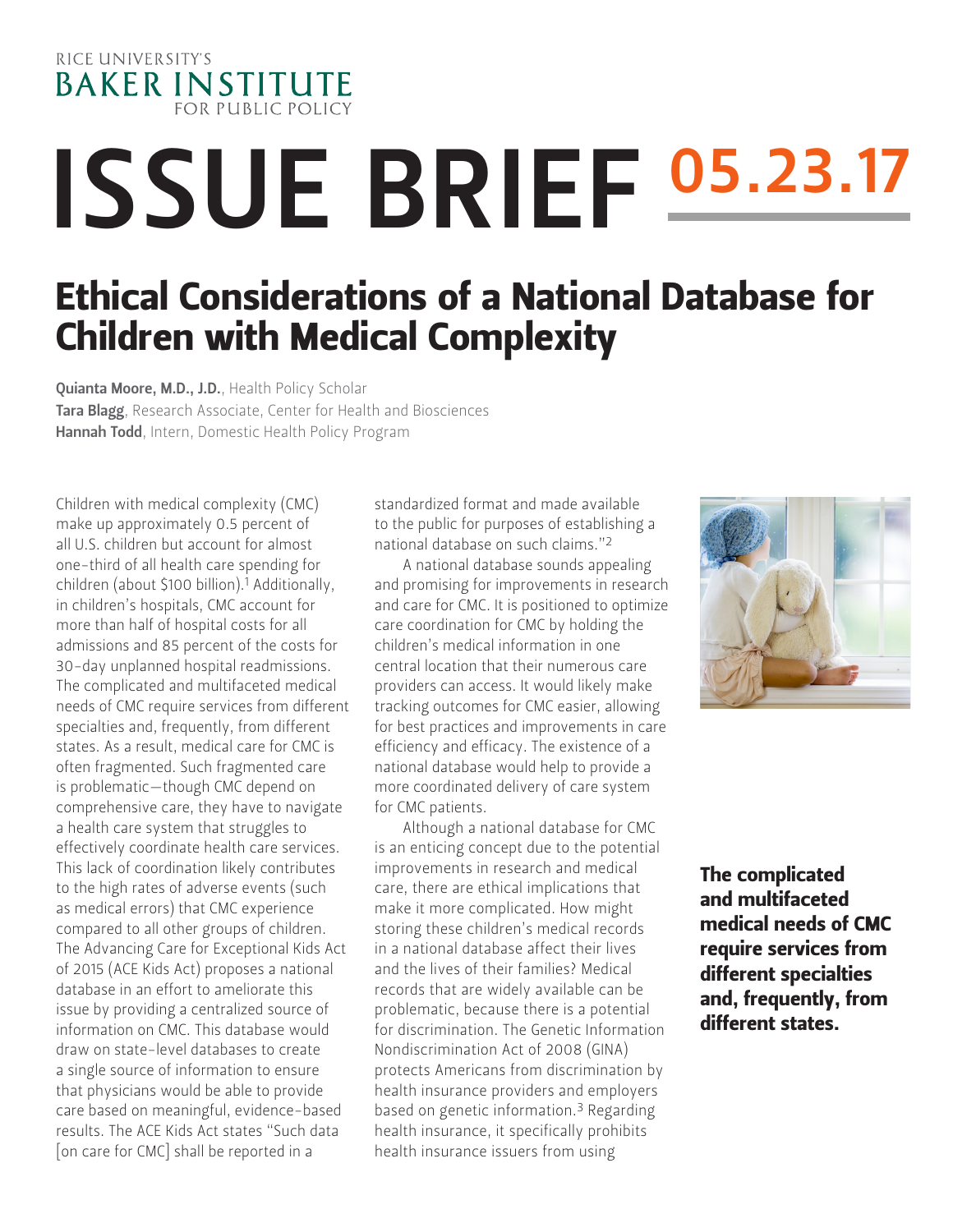RICE UNIVERSITY'S
BAKER INSTITUTE
FOR PUBLIC POLICY

# ISSUE BRIEF 05.23.17

## Ethical Considerations of a National Database for Children with Medical Complexity

**Quianta Moore, M.D., J.D.**, Health Policy Scholar
**Tara Blagg**, Research Associate, Center for Health and Biosciences
**Hannah Todd**, Intern, Domestic Health Policy Program

Children with medical complexity (CMC) make up approximately 0.5 percent of all U.S. children but account for almost one-third of all health care spending for children (about $100 billion).[1] Additionally, in children's hospitals, CMC account for more than half of hospital costs for all admissions and 85 percent of the costs for 30-day unplanned hospital readmissions. The complicated and multifaceted medical needs of CMC require services from different specialties and, frequently, from different states. As a result, medical care for CMC is often fragmented. Such fragmented care is problematic—though CMC depend on comprehensive care, they have to navigate a health care system that struggles to effectively coordinate health care services. This lack of coordination likely contributes to the high rates of adverse events (such as medical errors) that CMC experience compared to all other groups of children. The Advancing Care for Exceptional Kids Act of 2015 (ACE Kids Act) proposes a national database in an effort to ameliorate this issue by providing a centralized source of information on CMC. This database would draw on state-level databases to create a single source of information to ensure that physicians would be able to provide care based on meaningful, evidence-based results. The ACE Kids Act states "Such data [on care for CMC] shall be reported in a standardized format and made available to the public for purposes of establishing a national database on such claims."[2]

A national database sounds appealing and promising for improvements in research and care for CMC. It is positioned to optimize care coordination for CMC by holding the children's medical information in one central location that their numerous care providers can access. It would likely make tracking outcomes for CMC easier, allowing for best practices and improvements in care efficiency and efficacy. The existence of a national database would help to provide a more coordinated delivery of care system for CMC patients.

Although a national database for CMC is an enticing concept due to the potential improvements in research and medical care, there are ethical implications that make it more complicated. How might storing these children's medical records in a national database affect their lives and the lives of their families? Medical records that are widely available can be problematic, because there is a potential for discrimination. The Genetic Information Nondiscrimination Act of 2008 (GINA) protects Americans from discrimination by health insurance providers and employers based on genetic information.[3] Regarding health insurance, it specifically prohibits health insurance issuers from using

**The complicated and multifaceted medical needs of CMC require services from different specialties and, frequently, from different states.**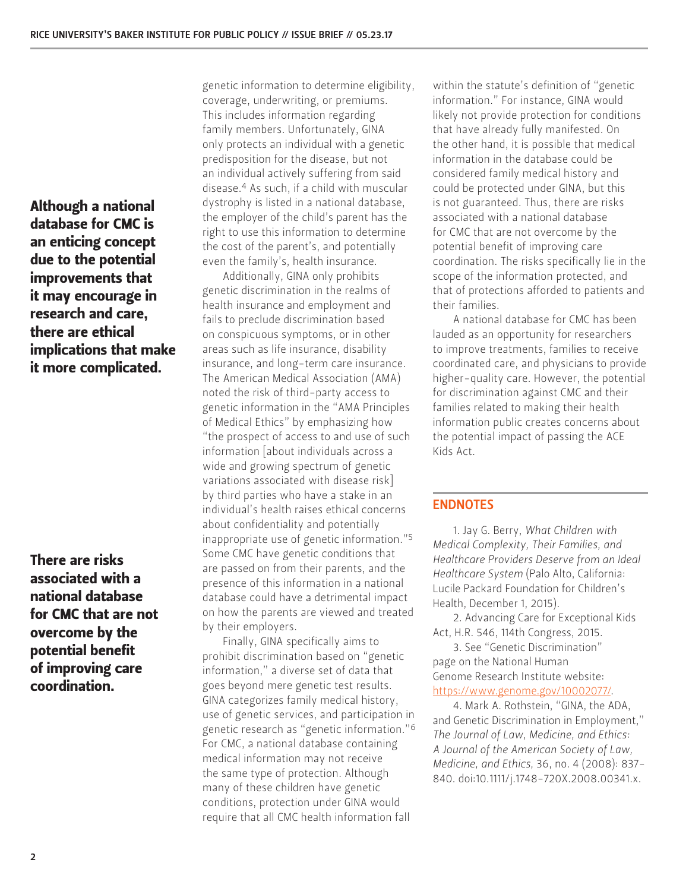genetic information to determine eligibility, coverage, underwriting, or premiums. This includes information regarding family members. Unfortunately, GINA only protects an individual with a genetic predisposition for the disease, but not an individual actively suffering from said disease.[4] As such, if a child with muscular dystrophy is listed in a national database, the employer of the child's parent has the right to use this information to determine the cost of the parent's, and potentially even the family's, health insurance.

**Although a national database for CMC is an enticing concept due to the potential improvements that it may encourage in research and care, there are ethical implications that make it more complicated.**

Additionally, GINA only prohibits genetic discrimination in the realms of health insurance and employment and fails to preclude discrimination based on conspicuous symptoms, or in other areas such as life insurance, disability insurance, and long-term care insurance. The American Medical Association (AMA) noted the risk of third-party access to genetic information in the "AMA Principles of Medical Ethics" by emphasizing how "the prospect of access to and use of such information [about individuals across a wide and growing spectrum of genetic variations associated with disease risk] by third parties who have a stake in an individual's health raises ethical concerns about confidentiality and potentially inappropriate use of genetic information."[5] Some CMC have genetic conditions that are passed on from their parents, and the presence of this information in a national database could have a detrimental impact on how the parents are viewed and treated by their employers.

**There are risks associated with a national database for CMC that are not overcome by the potential benefit of improving care coordination.**

Finally, GINA specifically aims to prohibit discrimination based on "genetic information," a diverse set of data that goes beyond mere genetic test results. GINA categorizes family medical history, use of genetic services, and participation in genetic research as "genetic information."[6] For CMC, a national database containing medical information may not receive the same type of protection. Although many of these children have genetic conditions, protection under GINA would require that all CMC health information fall within the statute's definition of "genetic information." For instance, GINA would likely not provide protection for conditions that have already fully manifested. On the other hand, it is possible that medical information in the database could be considered family medical history and could be protected under GINA, but this is not guaranteed. Thus, there are risks associated with a national database for CMC that are not overcome by the potential benefit of improving care coordination. The risks specifically lie in the scope of the information protected, and that of protections afforded to patients and their families.

A national database for CMC has been lauded as an opportunity for researchers to improve treatments, families to receive coordinated care, and physicians to provide higher-quality care. However, the potential for discrimination against CMC and their families related to making their health information public creates concerns about the potential impact of passing the ACE Kids Act.

## ENDNOTES

1. Jay G. Berry, *What Children with Medical Complexity, Their Families, and Healthcare Providers Deserve from an Ideal Healthcare System* (Palo Alto, California: Lucile Packard Foundation for Children's Health, December 1, 2015).

2. Advancing Care for Exceptional Kids Act, H.R. 546, 114th Congress, 2015.

3. See "Genetic Discrimination" page on the National Human Genome Research Institute website: https://www.genome.gov/10002077/.

4. Mark A. Rothstein, "GINA, the ADA, and Genetic Discrimination in Employment," *The Journal of Law, Medicine, and Ethics: A Journal of the American Society of Law, Medicine, and Ethics*, 36, no. 4 (2008): 837-840. doi:10.1111/j.1748-720X.2008.00341.x.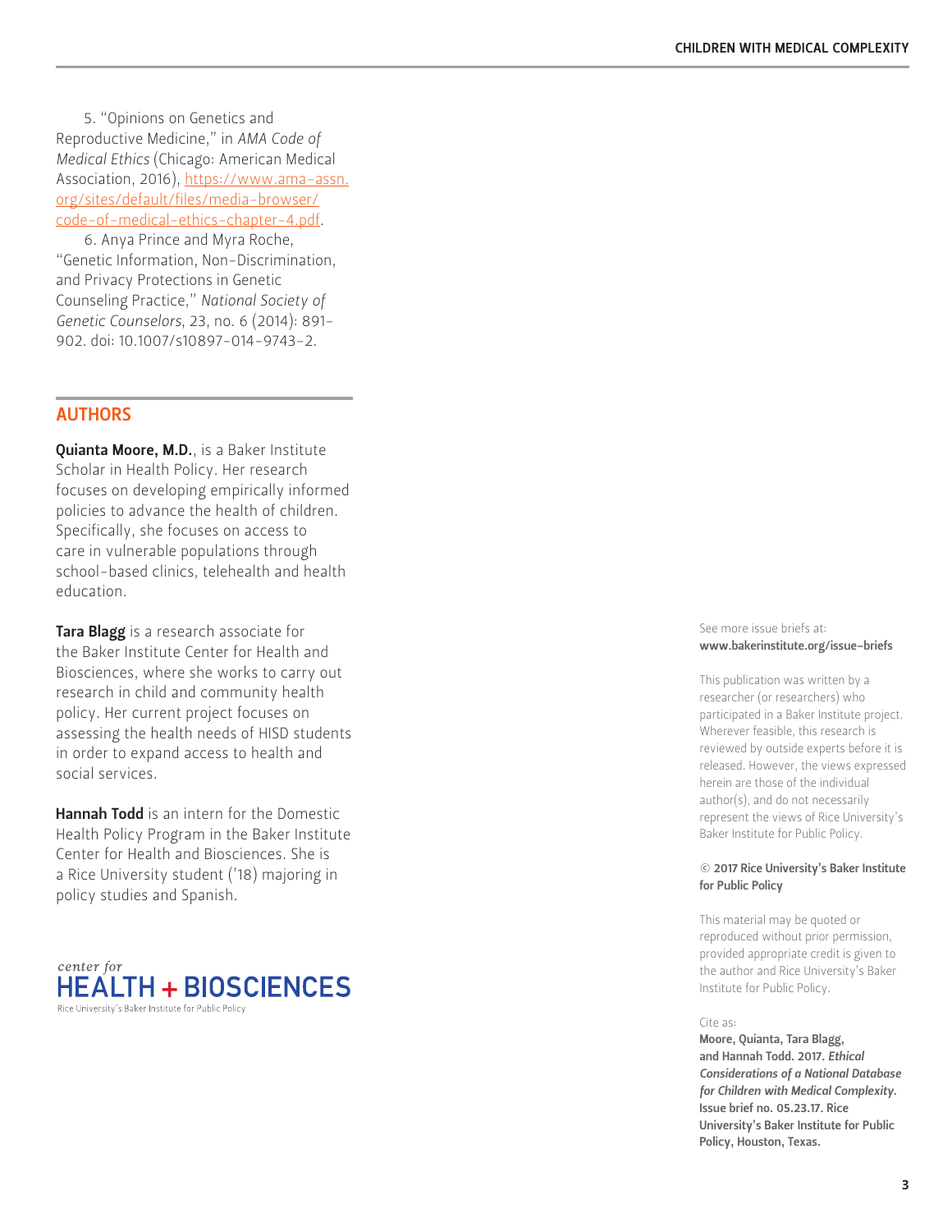5. "Opinions on Genetics and Reproductive Medicine," in *AMA Code of Medical Ethics* (Chicago: American Medical Association, 2016), https://www.ama-assn.org/sites/default/files/media-browser/code-of-medical-ethics-chapter-4.pdf.

6. Anya Prince and Myra Roche, "Genetic Information, Non-Discrimination, and Privacy Protections in Genetic Counseling Practice," *National Society of Genetic Counselors*, 23, no. 6 (2014): 891-902. doi: 10.1007/s10897-014-9743-2.

## AUTHORS

**Quianta Moore, M.D.**, is a Baker Institute Scholar in Health Policy. Her research focuses on developing empirically informed policies to advance the health of children. Specifically, she focuses on access to care in vulnerable populations through school-based clinics, telehealth and health education.

**Tara Blagg** is a research associate for the Baker Institute Center for Health and Biosciences, where she works to carry out research in child and community health policy. Her current project focuses on assessing the health needs of HISD students in order to expand access to health and social services.

**Hannah Todd** is an intern for the Domestic Health Policy Program in the Baker Institute Center for Health and Biosciences. She is a Rice University student ('18) majoring in policy studies and Spanish.

center for
HEALTH + BIOSCIENCES
Rice University's Baker Institute for Public Policy

See more issue briefs at:
**www.bakerinstitute.org/issue-briefs**

This publication was written by a researcher (or researchers) who participated in a Baker Institute project. Wherever feasible, this research is reviewed by outside experts before it is released. However, the views expressed herein are those of the individual author(s), and do not necessarily represent the views of Rice University's Baker Institute for Public Policy.

**© 2017 Rice University's Baker Institute for Public Policy**

This material may be quoted or reproduced without prior permission, provided appropriate credit is given to the author and Rice University's Baker Institute for Public Policy.

Cite as:
**Moore, Quianta, Tara Blagg, and Hannah Todd. 2017. *Ethical Considerations of a National Database for Children with Medical Complexity*. Issue brief no. 05.23.17. Rice University's Baker Institute for Public Policy, Houston, Texas.**